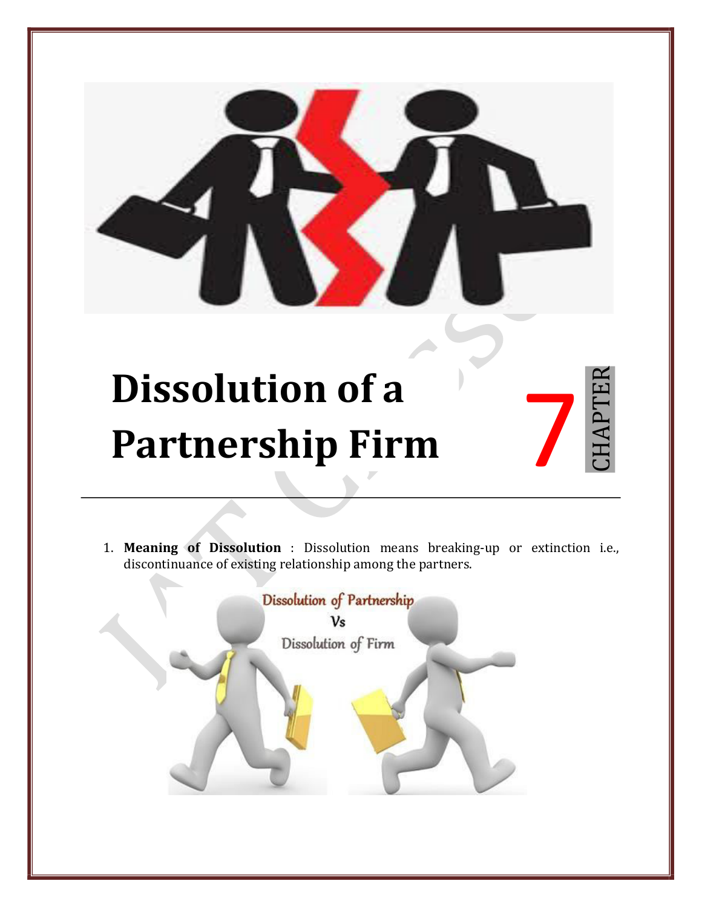# Dissolution of a Partnership Firm

CHAPTER 7

1. **Meaning of Dissolution** : Dissolution means breaking-up or extinction i.e., discontinuance of existing relationship among the partners.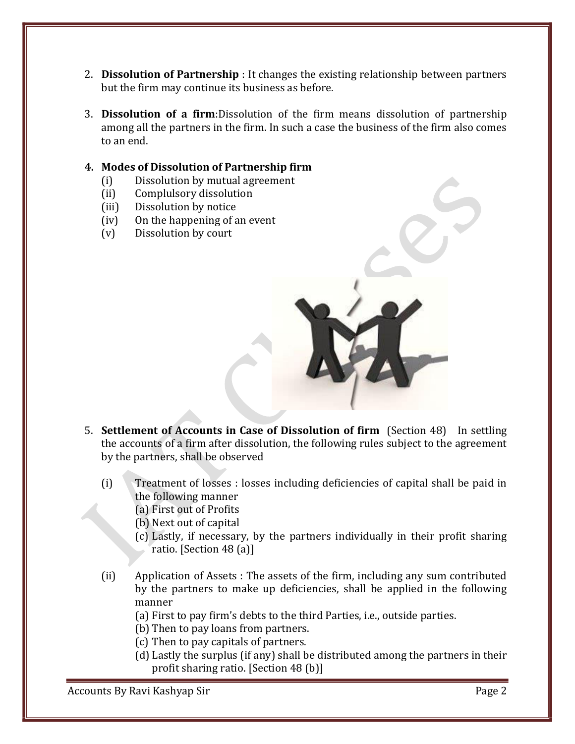2. **Dissolution of Partnership** : It changes the existing relationship between partners but the firm may continue its business as before.

3. **Dissolution of a firm**:Dissolution of the firm means dissolution of partnership among all the partners in the firm. In such a case the business of the firm also comes to an end.

4. **Modes of Dissolution of Partnership firm**
   (i) Dissolution by mutual agreement
   (ii) Complulsory dissolution
   (iii) Dissolution by notice
   (iv) On the happening of an event
   (v) Dissolution by court

5. **Settlement of Accounts in Case of Dissolution of firm** (Section 48) In settling the accounts of a firm after dissolution, the following rules subject to the agreement by the partners, shall be observed

   (i) Treatment of losses : losses including deficiencies of capital shall be paid in the following manner
      (a) First out of Profits
      (b) Next out of capital
      (c) Lastly, if necessary, by the partners individually in their profit sharing ratio. [Section 48 (a)]

   (ii) Application of Assets : The assets of the firm, including any sum contributed by the partners to make up deficiencies, shall be applied in the following manner
      (a) First to pay firm's debts to the third Parties, i.e., outside parties.
      (b) Then to pay loans from partners.
      (c) Then to pay capitals of partners.
      (d) Lastly the surplus (if any) shall be distributed among the partners in their profit sharing ratio. [Section 48 (b)]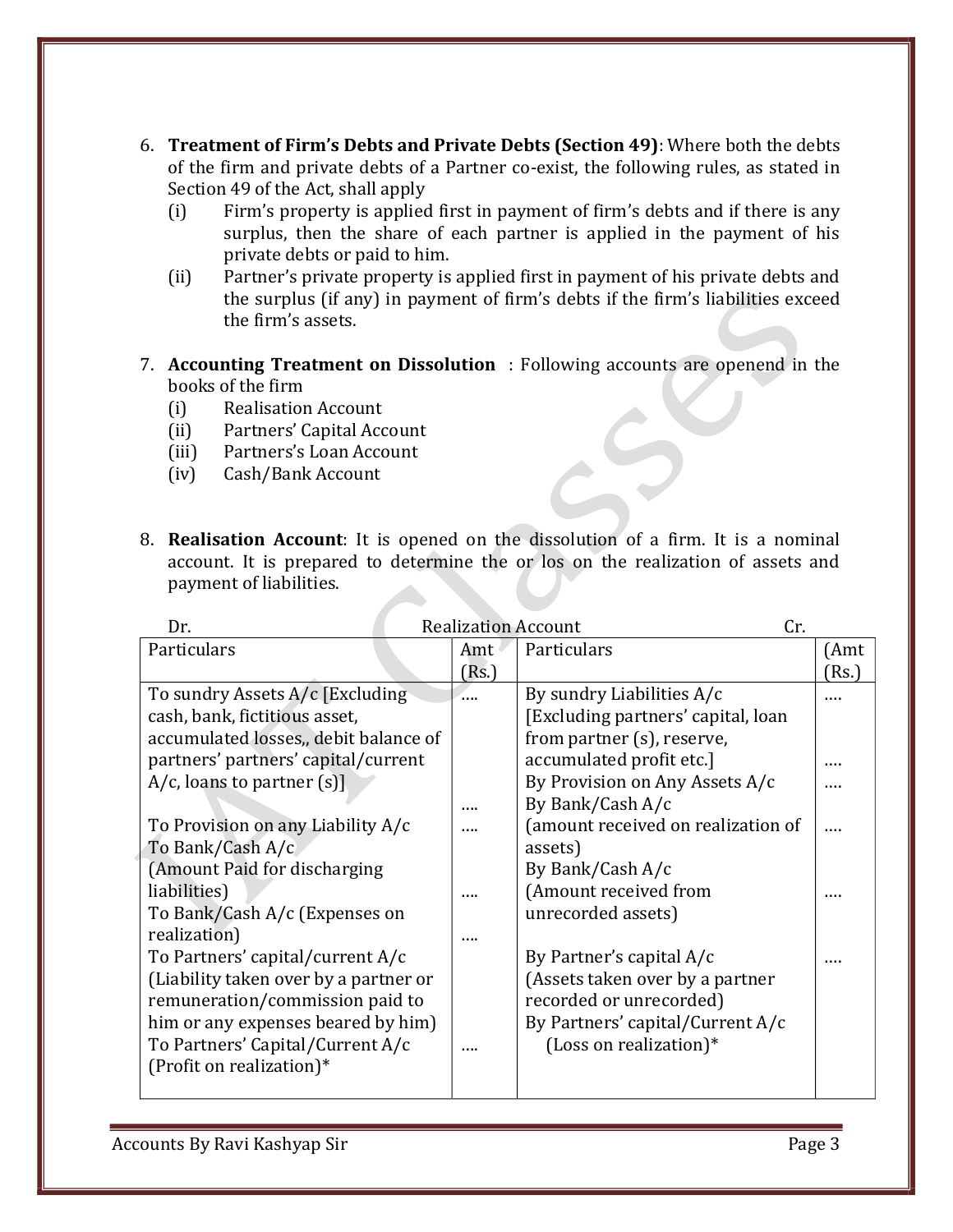6. **Treatment of Firm's Debts and Private Debts (Section 49)**: Where both the debts of the firm and private debts of a Partner co-exist, the following rules, as stated in Section 49 of the Act, shall apply
   (i) Firm's property is applied first in payment of firm's debts and if there is any surplus, then the share of each partner is applied in the payment of his private debts or paid to him.
   (ii) Partner's private property is applied first in payment of his private debts and the surplus (if any) in payment of firm's debts if the firm's liabilities exceed the firm's assets.

7. **Accounting Treatment on Dissolution** : Following accounts are openend in the books of the firm
   (i) Realisation Account
   (ii) Partners' Capital Account
   (iii) Partners's Loan Account
   (iv) Cash/Bank Account

8. **Realisation Account**: It is opened on the dissolution of a firm. It is a nominal account. It is prepared to determine the or los on the realization of assets and payment of liabilities.

Dr. Realization Account Cr.

| Particulars | Amt (Rs.) | Particulars | (Amt (Rs.) |
|---|---|---|---|
| To sundry Assets A/c [Excluding cash, bank, fictitious asset, accumulated losses,, debit balance of partners' partners' capital/current A/c, loans to partner (s)] | …. | By sundry Liabilities A/c [Excluding partners' capital, loan from partner (s), reserve, accumulated profit etc.] | …. |
| To Provision on any Liability A/c | …. | By Provision on Any Assets A/c | …. |
| To Bank/Cash A/c (Amount Paid for discharging liabilities) | …. | By Bank/Cash A/c (amount received on realization of assets) | …. |
| To Bank/Cash A/c (Expenses on realization) | …. | By Bank/Cash A/c (Amount received from unrecorded assets) | …. |
| To Partners' capital/current A/c (Liability taken over by a partner or remuneration/commission paid to him or any expenses beared by him) | …. | By Partner's capital A/c (Assets taken over by a partner recorded or unrecorded) | …. |
| To Partners' Capital/Current A/c (Profit on realization)* | …. | By Partners' capital/Current A/c (Loss on realization)* | |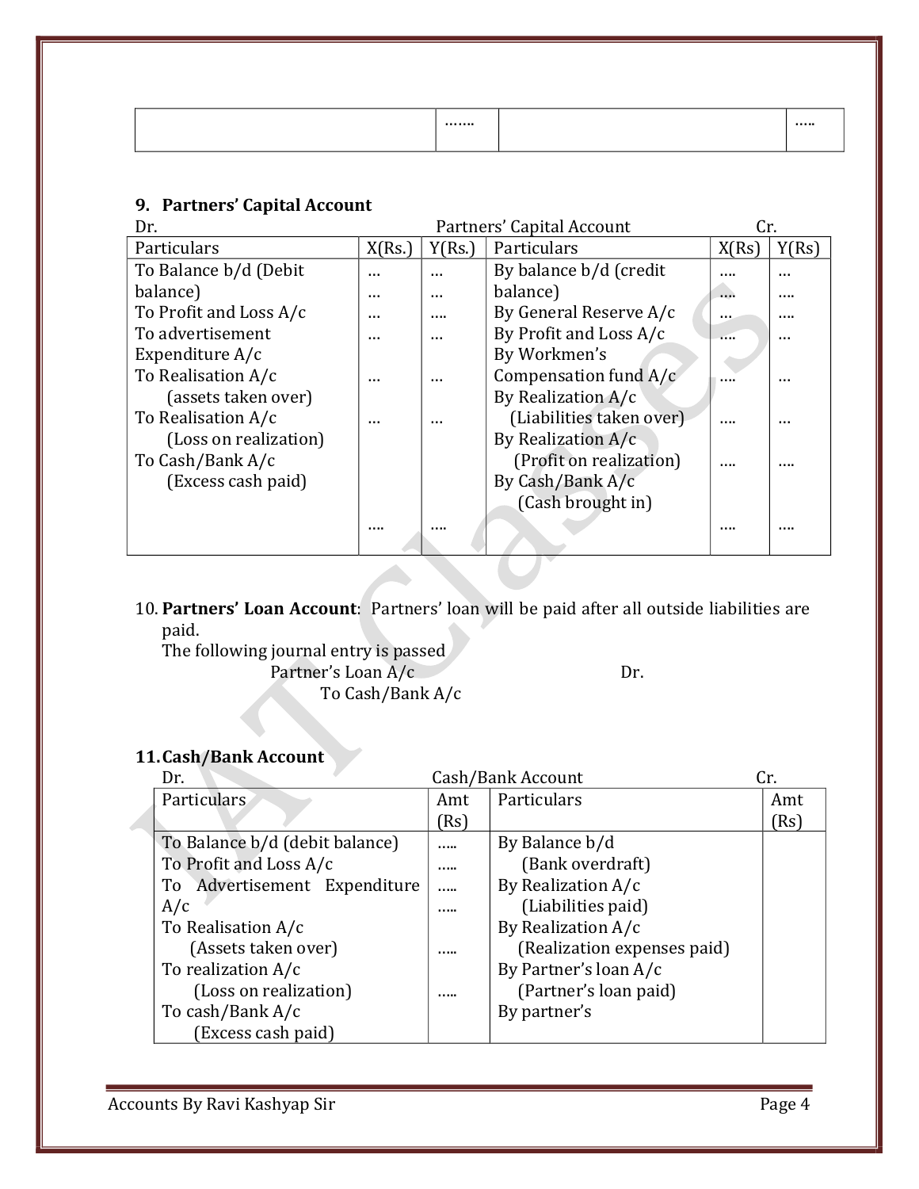| | ……. | | ….. |
|---|---|---|---|

### 9. Partners' Capital Account

Dr. Partners' Capital Account Cr.

| Particulars | X(Rs.) | Y(Rs.) | Particulars | X(Rs) | Y(Rs) |
|---|---|---|---|---|---|
| To Balance b/d (Debit balance) | … | … | By balance b/d (credit balance) | …. | … |
| To Profit and Loss A/c | … | …. | By General Reserve A/c | … | …. |
| To advertisement Expenditure A/c | … | … | By Profit and Loss A/c | …. | … |
| To Realisation A/c (assets taken over) | … | … | By Workmen's Compensation fund A/c | …. | … |
| To Realisation A/c (Loss on realization) | … | … | By Realization A/c (Liabilities taken over) | …. | … |
| To Cash/Bank A/c (Excess cash paid) | | | By Realization A/c (Profit on realization) | …. | …. |
| | | | By Cash/Bank A/c (Cash brought in) | | |
| | …. | …. | | …. | …. |

10. **Partners' Loan Account**: Partners' loan will be paid after all outside liabilities are paid.
    The following journal entry is passed
    
    Partner's Loan A/c Dr.
    
    To Cash/Bank A/c

### 11. Cash/Bank Account

Dr. Cash/Bank Account Cr.

| Particulars | Amt (Rs) | Particulars | Amt (Rs) |
|---|---|---|---|
| To Balance b/d (debit balance) | ….. | By Balance b/d (Bank overdraft) | |
| To Profit and Loss A/c | ….. | By Realization A/c (Liabilities paid) | |
| To Advertisement Expenditure A/c | ….. | By Realization A/c (Realization expenses paid) | |
| To Realisation A/c (Assets taken over) | ….. | By Partner's loan A/c (Partner's loan paid) | |
| To realization A/c (Loss on realization) | ….. | By partner's | |
| To cash/Bank A/c (Excess cash paid) | | | |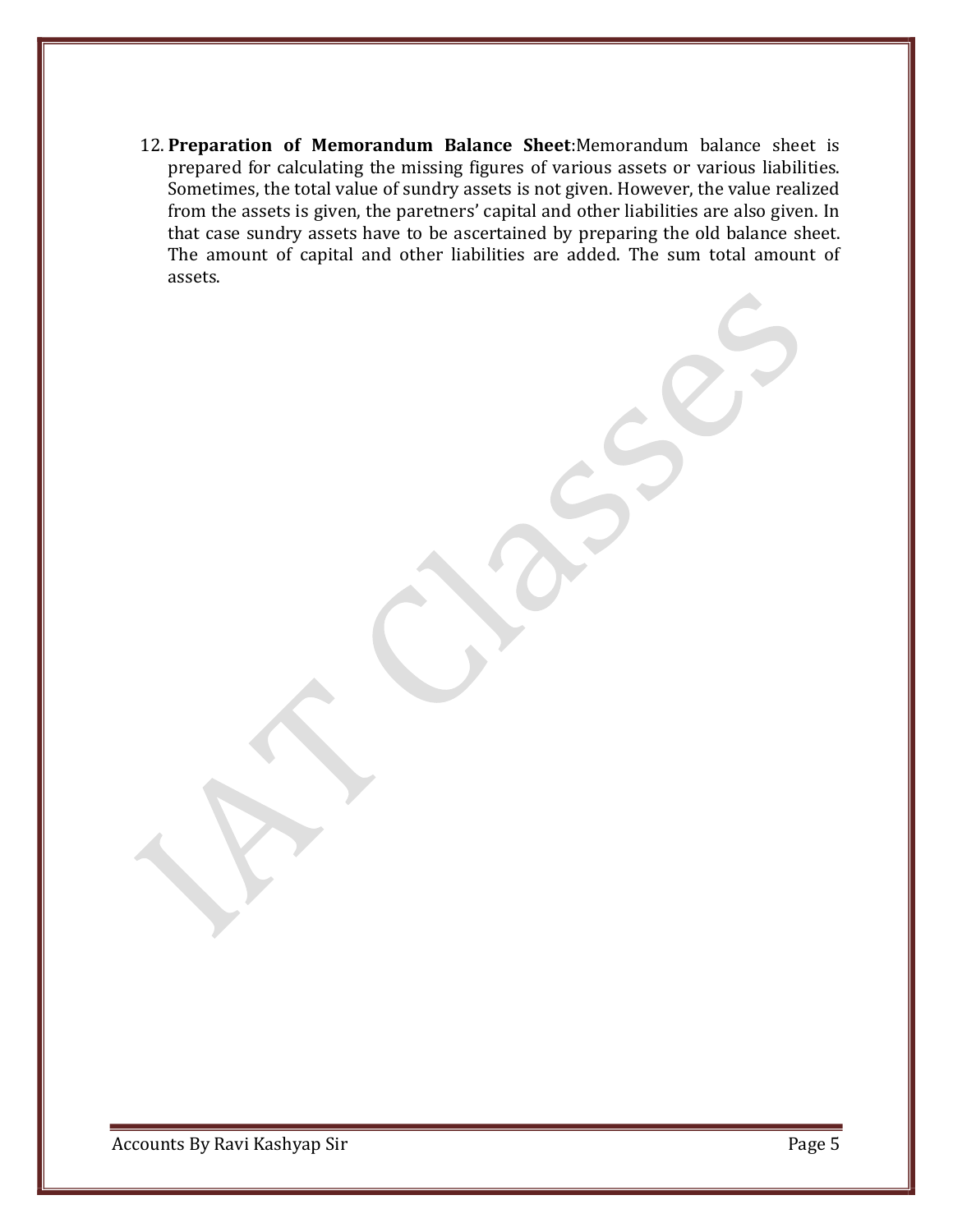12. **Preparation of Memorandum Balance Sheet**:Memorandum balance sheet is prepared for calculating the missing figures of various assets or various liabilities. Sometimes, the total value of sundry assets is not given. However, the value realized from the assets is given, the paretners' capital and other liabilities are also given. In that case sundry assets have to be ascertained by preparing the old balance sheet. The amount of capital and other liabilities are added. The sum total amount of assets.